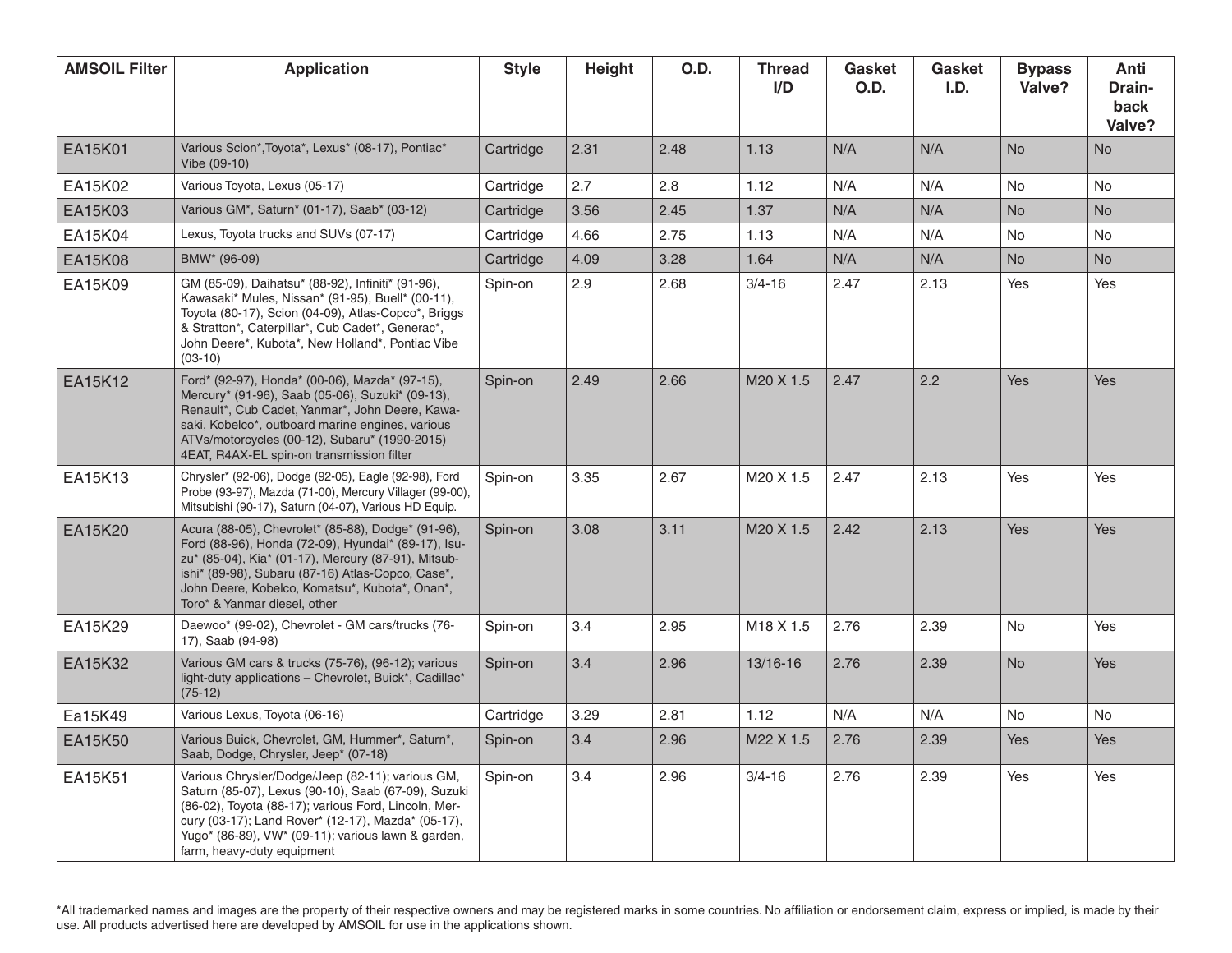| AMSOIL Filter | Application | Style | Height | O.D. | Thread I/D | Gasket O.D. | Gasket I.D. | Bypass Valve? | Anti Drain-back Valve? |
|---|---|---|---|---|---|---|---|---|---|
| EA15K01 | Various Scion*,Toyota*, Lexus* (08-17), Pontiac* Vibe (09-10) | Cartridge | 2.31 | 2.48 | 1.13 | N/A | N/A | No | No |
| EA15K02 | Various Toyota, Lexus (05-17) | Cartridge | 2.7 | 2.8 | 1.12 | N/A | N/A | No | No |
| EA15K03 | Various GM*, Saturn* (01-17), Saab* (03-12) | Cartridge | 3.56 | 2.45 | 1.37 | N/A | N/A | No | No |
| EA15K04 | Lexus, Toyota trucks and SUVs (07-17) | Cartridge | 4.66 | 2.75 | 1.13 | N/A | N/A | No | No |
| EA15K08 | BMW* (96-09) | Cartridge | 4.09 | 3.28 | 1.64 | N/A | N/A | No | No |
| EA15K09 | GM (85-09), Daihatsu* (88-92), Infiniti* (91-96), Kawasaki* Mules, Nissan* (91-95), Buell* (00-11), Toyota (80-17), Scion (04-09), Atlas-Copco*, Briggs & Stratton*, Caterpillar*, Cub Cadet*, Generac*, John Deere*, Kubota*, New Holland*, Pontiac Vibe (03-10) | Spin-on | 2.9 | 2.68 | 3/4-16 | 2.47 | 2.13 | Yes | Yes |
| EA15K12 | Ford* (92-97), Honda* (00-06), Mazda* (97-15), Mercury* (91-96), Saab (05-06), Suzuki* (09-13), Renault*, Cub Cadet, Yanmar*, John Deere, Kawasaki, Kobelco*, outboard marine engines, various ATVs/motorcycles (00-12), Subaru* (1990-2015) 4EAT, R4AX-EL spin-on transmission filter | Spin-on | 2.49 | 2.66 | M20 X 1.5 | 2.47 | 2.2 | Yes | Yes |
| EA15K13 | Chrysler* (92-06), Dodge (92-05), Eagle (92-98), Ford Probe (93-97), Mazda (71-00), Mercury Villager (99-00), Mitsubishi (90-17), Saturn (04-07), Various HD Equip. | Spin-on | 3.35 | 2.67 | M20 X 1.5 | 2.47 | 2.13 | Yes | Yes |
| EA15K20 | Acura (88-05), Chevrolet* (85-88), Dodge* (91-96), Ford (88-96), Honda (72-09), Hyundai* (89-17), Isuzu* (85-04), Kia* (01-17), Mercury (87-91), Mitsubishi* (89-98), Subaru (87-16) Atlas-Copco, Case*, John Deere, Kobelco, Komatsu*, Kubota*, Onan*, Toro* & Yanmar diesel, other | Spin-on | 3.08 | 3.11 | M20 X 1.5 | 2.42 | 2.13 | Yes | Yes |
| EA15K29 | Daewoo* (99-02), Chevrolet - GM cars/trucks (76-17), Saab (94-98) | Spin-on | 3.4 | 2.95 | M18 X 1.5 | 2.76 | 2.39 | No | Yes |
| EA15K32 | Various GM cars & trucks (75-76), (96-12); various light-duty applications – Chevrolet, Buick*, Cadillac* (75-12) | Spin-on | 3.4 | 2.96 | 13/16-16 | 2.76 | 2.39 | No | Yes |
| Ea15K49 | Various Lexus, Toyota (06-16) | Cartridge | 3.29 | 2.81 | 1.12 | N/A | N/A | No | No |
| EA15K50 | Various Buick, Chevrolet, GM, Hummer*, Saturn*, Saab, Dodge, Chrysler, Jeep* (07-18) | Spin-on | 3.4 | 2.96 | M22 X 1.5 | 2.76 | 2.39 | Yes | Yes |
| EA15K51 | Various Chrysler/Dodge/Jeep (82-11); various GM, Saturn (85-07), Lexus (90-10), Saab (67-09), Suzuki (86-02), Toyota (88-17); various Ford, Lincoln, Mercury (03-17); Land Rover* (12-17), Mazda* (05-17), Yugo* (86-89), VW* (09-11); various lawn & garden, farm, heavy-duty equipment | Spin-on | 3.4 | 2.96 | 3/4-16 | 2.76 | 2.39 | Yes | Yes |

*All trademarked names and images are the property of their respective owners and may be registered marks in some countries. No affiliation or endorsement claim, express or implied, is made by their use. All products advertised here are developed by AMSOIL for use in the applications shown.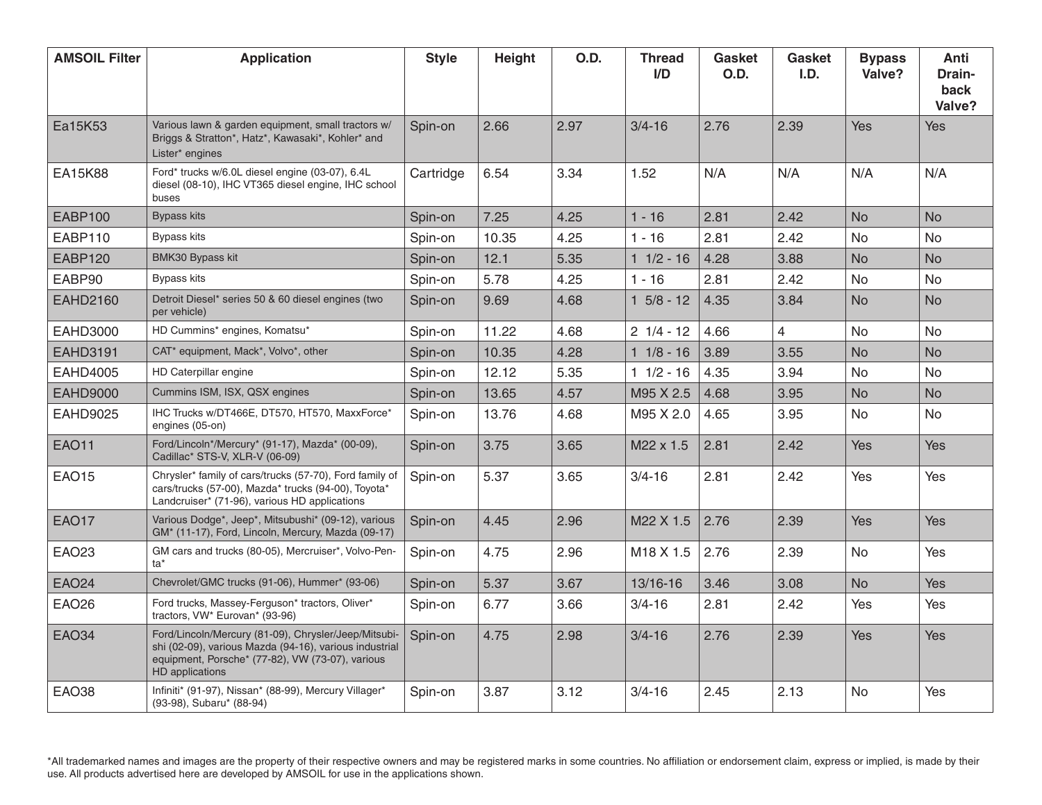| AMSOIL Filter | Application | Style | Height | O.D. | Thread I/D | Gasket O.D. | Gasket I.D. | Bypass Valve? | Anti Drain-back Valve? |
|---|---|---|---|---|---|---|---|---|---|
| Ea15K53 | Various lawn & garden equipment, small tractors w/ Briggs & Stratton*, Hatz*, Kawasaki*, Kohler* and Lister* engines | Spin-on | 2.66 | 2.97 | 3/4-16 | 2.76 | 2.39 | Yes | Yes |
| EA15K88 | Ford* trucks w/6.0L diesel engine (03-07), 6.4L diesel (08-10), IHC VT365 diesel engine, IHC school buses | Cartridge | 6.54 | 3.34 | 1.52 | N/A | N/A | N/A | N/A |
| EABP100 | Bypass kits | Spin-on | 7.25 | 4.25 | 1 - 16 | 2.81 | 2.42 | No | No |
| EABP110 | Bypass kits | Spin-on | 10.35 | 4.25 | 1 - 16 | 2.81 | 2.42 | No | No |
| EABP120 | BMK30 Bypass kit | Spin-on | 12.1 | 5.35 | 1 1/2 - 16 | 4.28 | 3.88 | No | No |
| EABP90 | Bypass kits | Spin-on | 5.78 | 4.25 | 1 - 16 | 2.81 | 2.42 | No | No |
| EAHD2160 | Detroit Diesel* series 50 & 60 diesel engines (two per vehicle) | Spin-on | 9.69 | 4.68 | 1 5/8 - 12 | 4.35 | 3.84 | No | No |
| EAHD3000 | HD Cummins* engines, Komatsu* | Spin-on | 11.22 | 4.68 | 2 1/4 - 12 | 4.66 | 4 | No | No |
| EAHD3191 | CAT* equipment, Mack*, Volvo*, other | Spin-on | 10.35 | 4.28 | 1 1/8 - 16 | 3.89 | 3.55 | No | No |
| EAHD4005 | HD Caterpillar engine | Spin-on | 12.12 | 5.35 | 1 1/2 - 16 | 4.35 | 3.94 | No | No |
| EAHD9000 | Cummins ISM, ISX, QSX engines | Spin-on | 13.65 | 4.57 | M95 X 2.5 | 4.68 | 3.95 | No | No |
| EAHD9025 | IHC Trucks w/DT466E, DT570, HT570, MaxxForce* engines (05-on) | Spin-on | 13.76 | 4.68 | M95 X 2.0 | 4.65 | 3.95 | No | No |
| EAO11 | Ford/Lincoln*/Mercury* (91-17), Mazda* (00-09), Cadillac* STS-V, XLR-V (06-09) | Spin-on | 3.75 | 3.65 | M22 x 1.5 | 2.81 | 2.42 | Yes | Yes |
| EAO15 | Chrysler* family of cars/trucks (57-70), Ford family of cars/trucks (57-00), Mazda* trucks (94-00), Toyota* Landcruiser* (71-96), various HD applications | Spin-on | 5.37 | 3.65 | 3/4-16 | 2.81 | 2.42 | Yes | Yes |
| EAO17 | Various Dodge*, Jeep*, Mitsubishi* (09-12), various GM* (11-17), Ford, Lincoln, Mercury, Mazda (09-17) | Spin-on | 4.45 | 2.96 | M22 X 1.5 | 2.76 | 2.39 | Yes | Yes |
| EAO23 | GM cars and trucks (80-05), Mercruiser*, Volvo-Penta* | Spin-on | 4.75 | 2.96 | M18 X 1.5 | 2.76 | 2.39 | No | Yes |
| EAO24 | Chevrolet/GMC trucks (91-06), Hummer* (93-06) | Spin-on | 5.37 | 3.67 | 13/16-16 | 3.46 | 3.08 | No | Yes |
| EAO26 | Ford trucks, Massey-Ferguson* tractors, Oliver* tractors, VW* Eurovan* (93-96) | Spin-on | 6.77 | 3.66 | 3/4-16 | 2.81 | 2.42 | Yes | Yes |
| EAO34 | Ford/Lincoln/Mercury (81-09), Chrysler/Jeep/Mitsubishi (02-09), various Mazda (94-16), various industrial equipment, Porsche* (77-82), VW (73-07), various HD applications | Spin-on | 4.75 | 2.98 | 3/4-16 | 2.76 | 2.39 | Yes | Yes |
| EAO38 | Infiniti* (91-97), Nissan* (88-99), Mercury Villager* (93-98), Subaru* (88-94) | Spin-on | 3.87 | 3.12 | 3/4-16 | 2.45 | 2.13 | No | Yes |

*All trademarked names and images are the property of their respective owners and may be registered marks in some countries. No affiliation or endorsement claim, express or implied, is made by their use. All products advertised here are developed by AMSOIL for use in the applications shown.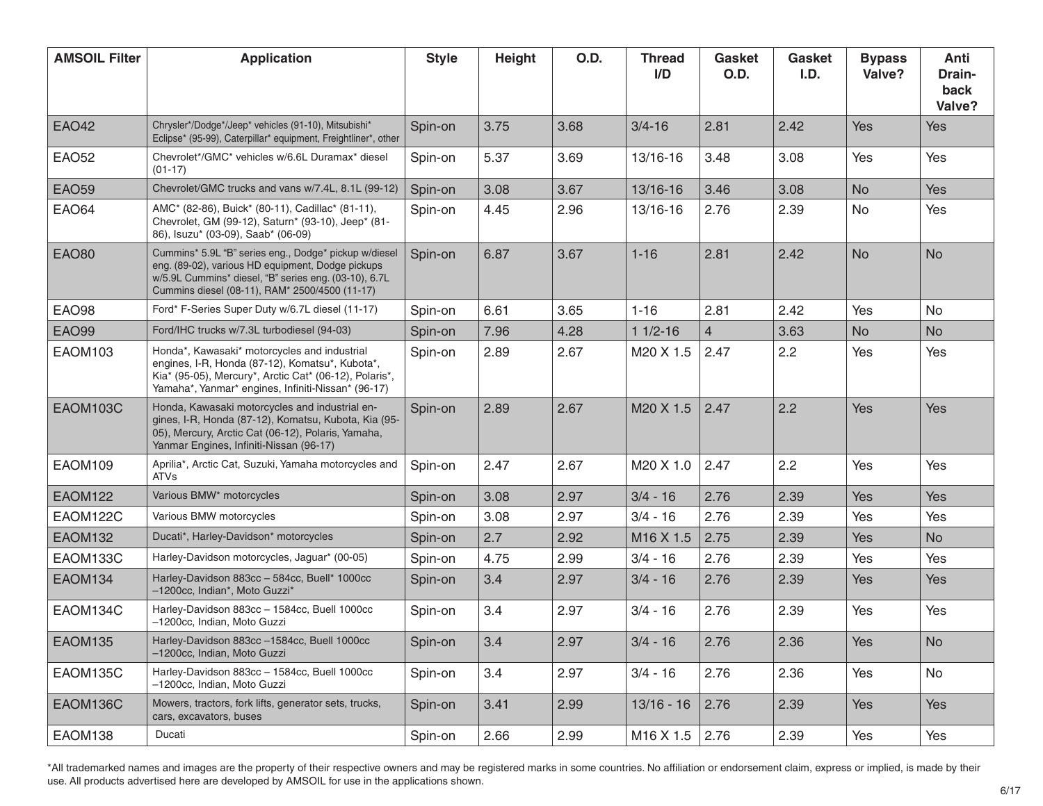| AMSOIL Filter | Application | Style | Height | O.D. | Thread I/D | Gasket O.D. | Gasket I.D. | Bypass Valve? | Anti Drain-back Valve? |
|---|---|---|---|---|---|---|---|---|---|
| EAO42 | Chrysler*/Dodge*/Jeep* vehicles (91-10), Mitsubishi* Eclipse* (95-99), Caterpillar* equipment, Freightliner*, other | Spin-on | 3.75 | 3.68 | 3/4-16 | 2.81 | 2.42 | Yes | Yes |
| EAO52 | Chevrolet*/GMC* vehicles w/6.6L Duramax* diesel (01-17) | Spin-on | 5.37 | 3.69 | 13/16-16 | 3.48 | 3.08 | Yes | Yes |
| EAO59 | Chevrolet/GMC trucks and vans w/7.4L, 8.1L (99-12) | Spin-on | 3.08 | 3.67 | 13/16-16 | 3.46 | 3.08 | No | Yes |
| EAO64 | AMC* (82-86), Buick* (80-11), Cadillac* (81-11), Chevrolet, GM (99-12), Saturn* (93-10), Jeep* (81-86), Isuzu* (03-09), Saab* (06-09) | Spin-on | 4.45 | 2.96 | 13/16-16 | 2.76 | 2.39 | No | Yes |
| EAO80 | Cummins* 5.9L "B" series eng., Dodge* pickup w/diesel eng. (89-02), various HD equipment, Dodge pickups w/5.9L Cummins* diesel, "B" series eng. (03-10), 6.7L Cummins diesel (08-11), RAM* 2500/4500 (11-17) | Spin-on | 6.87 | 3.67 | 1-16 | 2.81 | 2.42 | No | No |
| EAO98 | Ford* F-Series Super Duty w/6.7L diesel (11-17) | Spin-on | 6.61 | 3.65 | 1-16 | 2.81 | 2.42 | Yes | No |
| EAO99 | Ford/IHC trucks w/7.3L turbodiesel (94-03) | Spin-on | 7.96 | 4.28 | 1 1/2-16 | 4 | 3.63 | No | No |
| EAOM103 | Honda*, Kawasaki* motorcycles and industrial engines, I-R, Honda (87-12), Komatsu*, Kubota*, Kia* (95-05), Mercury*, Arctic Cat* (06-12), Polaris*, Yamaha*, Yanmar* engines, Infiniti-Nissan* (96-17) | Spin-on | 2.89 | 2.67 | M20 X 1.5 | 2.47 | 2.2 | Yes | Yes |
| EAOM103C | Honda, Kawasaki motorcycles and industrial engines, I-R, Honda (87-12), Komatsu, Kubota, Kia (95-05), Mercury, Arctic Cat (06-12), Polaris, Yamaha, Yanmar Engines, Infiniti-Nissan (96-17) | Spin-on | 2.89 | 2.67 | M20 X 1.5 | 2.47 | 2.2 | Yes | Yes |
| EAOM109 | Aprilia*, Arctic Cat, Suzuki, Yamaha motorcycles and ATVs | Spin-on | 2.47 | 2.67 | M20 X 1.0 | 2.47 | 2.2 | Yes | Yes |
| EAOM122 | Various BMW* motorcycles | Spin-on | 3.08 | 2.97 | 3/4 - 16 | 2.76 | 2.39 | Yes | Yes |
| EAOM122C | Various BMW motorcycles | Spin-on | 3.08 | 2.97 | 3/4 - 16 | 2.76 | 2.39 | Yes | Yes |
| EAOM132 | Ducati*, Harley-Davidson* motorcycles | Spin-on | 2.7 | 2.92 | M16 X 1.5 | 2.75 | 2.39 | Yes | No |
| EAOM133C | Harley-Davidson motorcycles, Jaguar* (00-05) | Spin-on | 4.75 | 2.99 | 3/4 - 16 | 2.76 | 2.39 | Yes | Yes |
| EAOM134 | Harley-Davidson 883cc – 584cc, Buell* 1000cc –1200cc, Indian*, Moto Guzzi* | Spin-on | 3.4 | 2.97 | 3/4 - 16 | 2.76 | 2.39 | Yes | Yes |
| EAOM134C | Harley-Davidson 883cc – 1584cc, Buell 1000cc –1200cc, Indian, Moto Guzzi | Spin-on | 3.4 | 2.97 | 3/4 - 16 | 2.76 | 2.39 | Yes | Yes |
| EAOM135 | Harley-Davidson 883cc –1584cc, Buell 1000cc –1200cc, Indian, Moto Guzzi | Spin-on | 3.4 | 2.97 | 3/4 - 16 | 2.76 | 2.36 | Yes | No |
| EAOM135C | Harley-Davidson 883cc – 1584cc, Buell 1000cc –1200cc, Indian, Moto Guzzi | Spin-on | 3.4 | 2.97 | 3/4 - 16 | 2.76 | 2.36 | Yes | No |
| EAOM136C | Mowers, tractors, fork lifts, generator sets, trucks, cars, excavators, buses | Spin-on | 3.41 | 2.99 | 13/16 - 16 | 2.76 | 2.39 | Yes | Yes |
| EAOM138 | Ducati | Spin-on | 2.66 | 2.99 | M16 X 1.5 | 2.76 | 2.39 | Yes | Yes |

*All trademarked names and images are the property of their respective owners and may be registered marks in some countries. No affiliation or endorsement claim, express or implied, is made by their use. All products advertised here are developed by AMSOIL for use in the applications shown.